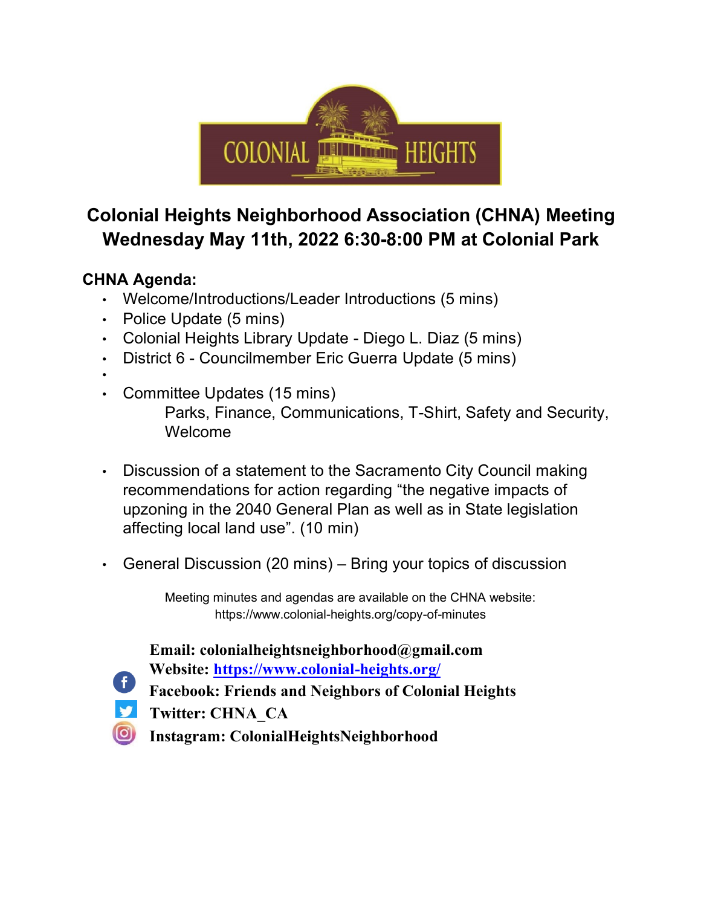# Colonial Heights Neighborhood Association (CHNA) Meeting
## Wednesday May 11th, 2022 6:30-8:00 PM at Colonial Park

**CHNA Agenda:**

- Welcome/Introductions/Leader Introductions (5 mins)
- Police Update (5 mins)
- Colonial Heights Library Update - Diego L. Diaz (5 mins)
- District 6 - Councilmember Eric Guerra Update (5 mins)
- 
- Committee Updates (15 mins)
  Parks, Finance, Communications, T-Shirt, Safety and Security, Welcome
- Discussion of a statement to the Sacramento City Council making recommendations for action regarding “the negative impacts of upzoning in the 2040 General Plan as well as in State legislation affecting local land use”. (10 min)
- General Discussion (20 mins) – Bring your topics of discussion

Meeting minutes and agendas are available on the CHNA website: https://www.colonial-heights.org/copy-of-minutes

**Email: colonialheightsneighborhood@gmail.com**
**Website: https://www.colonial-heights.org/**
**Facebook: Friends and Neighbors of Colonial Heights**
**Twitter: CHNA_CA**
**Instagram: ColonialHeightsNeighborhood**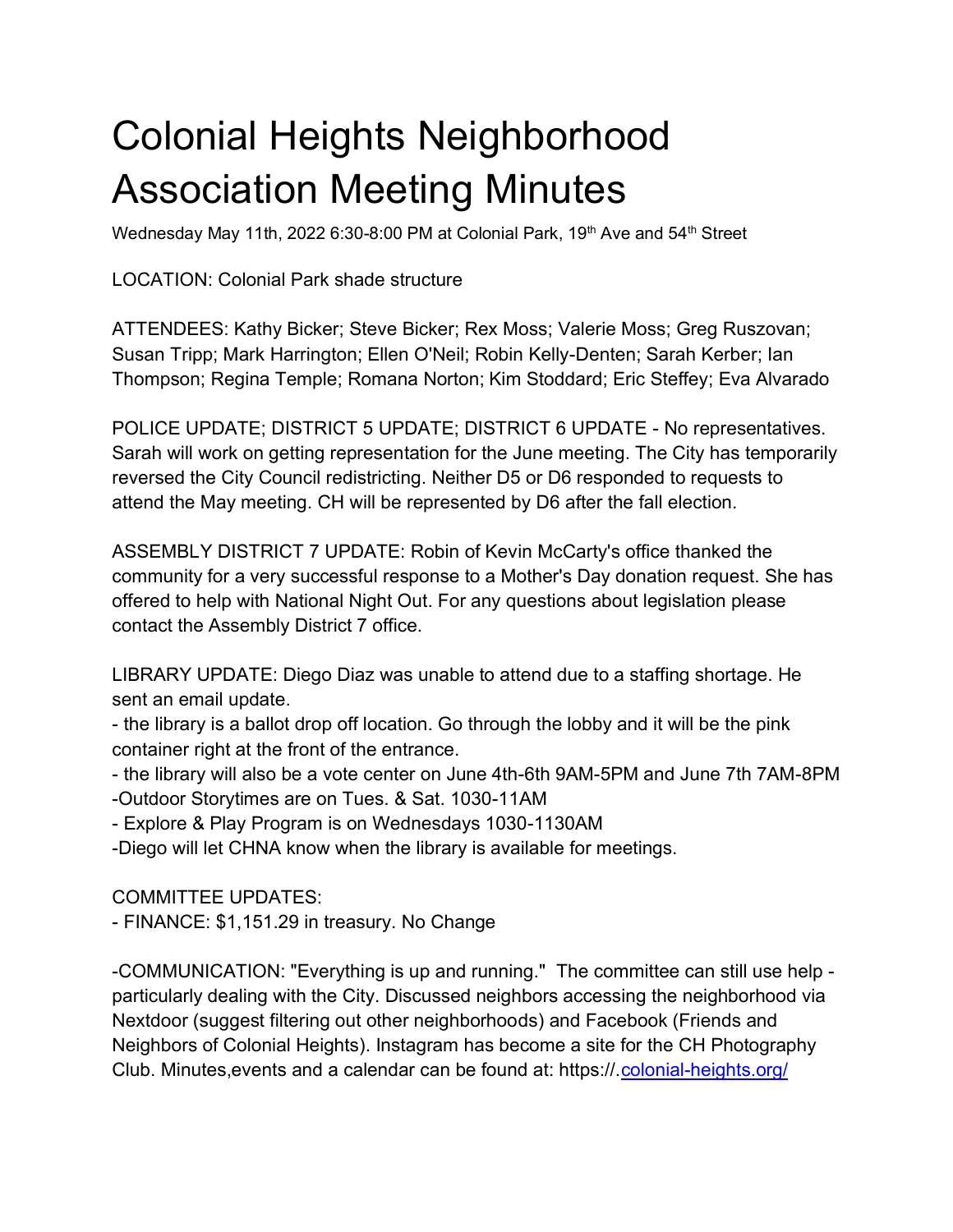# Colonial Heights Neighborhood Association Meeting Minutes

Wednesday May 11th, 2022 6:30-8:00 PM at Colonial Park, 19th Ave and 54th Street

LOCATION: Colonial Park shade structure

ATTENDEES: Kathy Bicker; Steve Bicker; Rex Moss; Valerie Moss; Greg Ruszovan; Susan Tripp; Mark Harrington; Ellen O'Neil; Robin Kelly-Denten; Sarah Kerber; Ian Thompson; Regina Temple; Romana Norton; Kim Stoddard; Eric Steffey; Eva Alvarado

POLICE UPDATE; DISTRICT 5 UPDATE; DISTRICT 6 UPDATE - No representatives. Sarah will work on getting representation for the June meeting. The City has temporarily reversed the City Council redistricting. Neither D5 or D6 responded to requests to attend the May meeting. CH will be represented by D6 after the fall election.

ASSEMBLY DISTRICT 7 UPDATE: Robin of Kevin McCarty's office thanked the community for a very successful response to a Mother's Day donation request. She has offered to help with National Night Out. For any questions about legislation please contact the Assembly District 7 office.

LIBRARY UPDATE: Diego Diaz was unable to attend due to a staffing shortage. He sent an email update.

- the library is a ballot drop off location. Go through the lobby and it will be the pink container right at the front of the entrance.
- the library will also be a vote center on June 4th-6th 9AM-5PM and June 7th 7AM-8PM
- Outdoor Storytimes are on Tues. & Sat. 1030-11AM
- Explore & Play Program is on Wednesdays 1030-1130AM
- Diego will let CHNA know when the library is available for meetings.

COMMITTEE UPDATES:

- FINANCE: $1,151.29 in treasury. No Change

-COMMUNICATION: "Everything is up and running." The committee can still use help - particularly dealing with the City. Discussed neighbors accessing the neighborhood via Nextdoor (suggest filtering out other neighborhoods) and Facebook (Friends and Neighbors of Colonial Heights). Instagram has become a site for the CH Photography Club. Minutes,events and a calendar can be found at: https://.colonial-heights.org/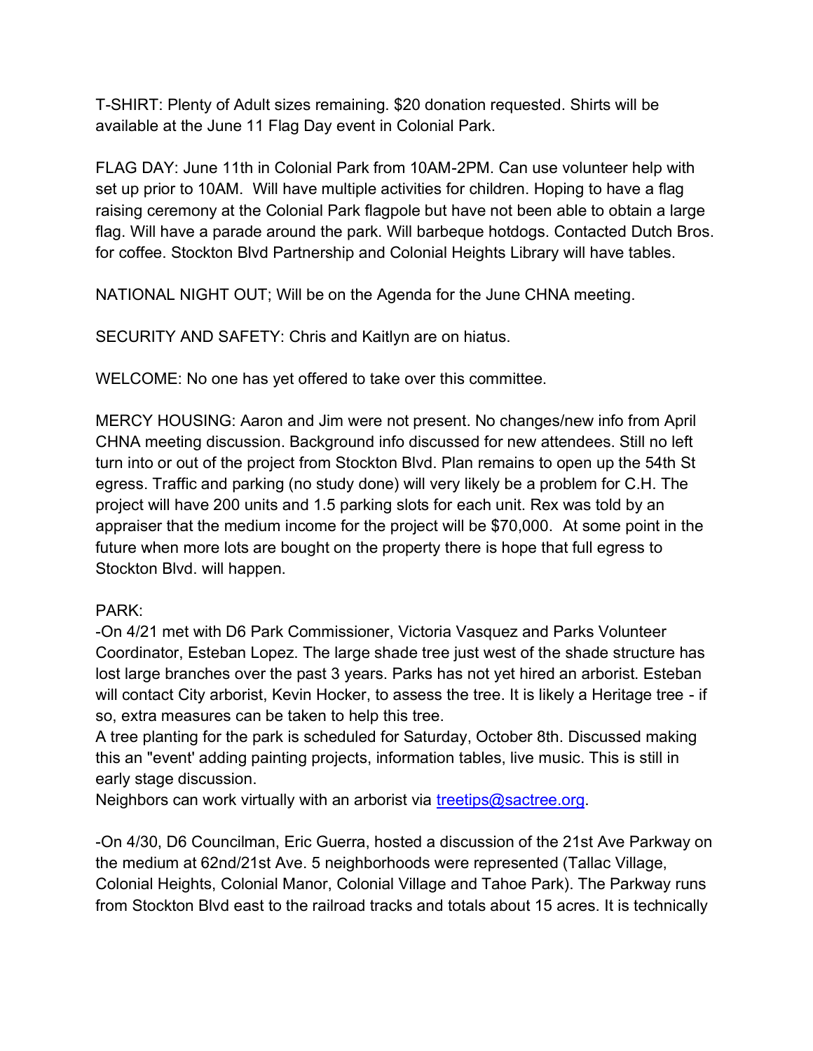T-SHIRT: Plenty of Adult sizes remaining. $20 donation requested. Shirts will be available at the June 11 Flag Day event in Colonial Park.

FLAG DAY: June 11th in Colonial Park from 10AM-2PM. Can use volunteer help with set up prior to 10AM. Will have multiple activities for children. Hoping to have a flag raising ceremony at the Colonial Park flagpole but have not been able to obtain a large flag. Will have a parade around the park. Will barbeque hotdogs. Contacted Dutch Bros. for coffee. Stockton Blvd Partnership and Colonial Heights Library will have tables.

NATIONAL NIGHT OUT; Will be on the Agenda for the June CHNA meeting.

SECURITY AND SAFETY: Chris and Kaitlyn are on hiatus.

WELCOME: No one has yet offered to take over this committee.

MERCY HOUSING: Aaron and Jim were not present. No changes/new info from April CHNA meeting discussion. Background info discussed for new attendees. Still no left turn into or out of the project from Stockton Blvd. Plan remains to open up the 54th St egress. Traffic and parking (no study done) will very likely be a problem for C.H. The project will have 200 units and 1.5 parking slots for each unit. Rex was told by an appraiser that the medium income for the project will be $70,000. At some point in the future when more lots are bought on the property there is hope that full egress to Stockton Blvd. will happen.

PARK:

-On 4/21 met with D6 Park Commissioner, Victoria Vasquez and Parks Volunteer Coordinator, Esteban Lopez. The large shade tree just west of the shade structure has lost large branches over the past 3 years. Parks has not yet hired an arborist. Esteban will contact City arborist, Kevin Hocker, to assess the tree. It is likely a Heritage tree - if so, extra measures can be taken to help this tree.
A tree planting for the park is scheduled for Saturday, October 8th. Discussed making this an "event' adding painting projects, information tables, live music. This is still in early stage discussion.
Neighbors can work virtually with an arborist via treetips@sactree.org.

-On 4/30, D6 Councilman, Eric Guerra, hosted a discussion of the 21st Ave Parkway on the medium at 62nd/21st Ave. 5 neighborhoods were represented (Tallac Village, Colonial Heights, Colonial Manor, Colonial Village and Tahoe Park). The Parkway runs from Stockton Blvd east to the railroad tracks and totals about 15 acres. It is technically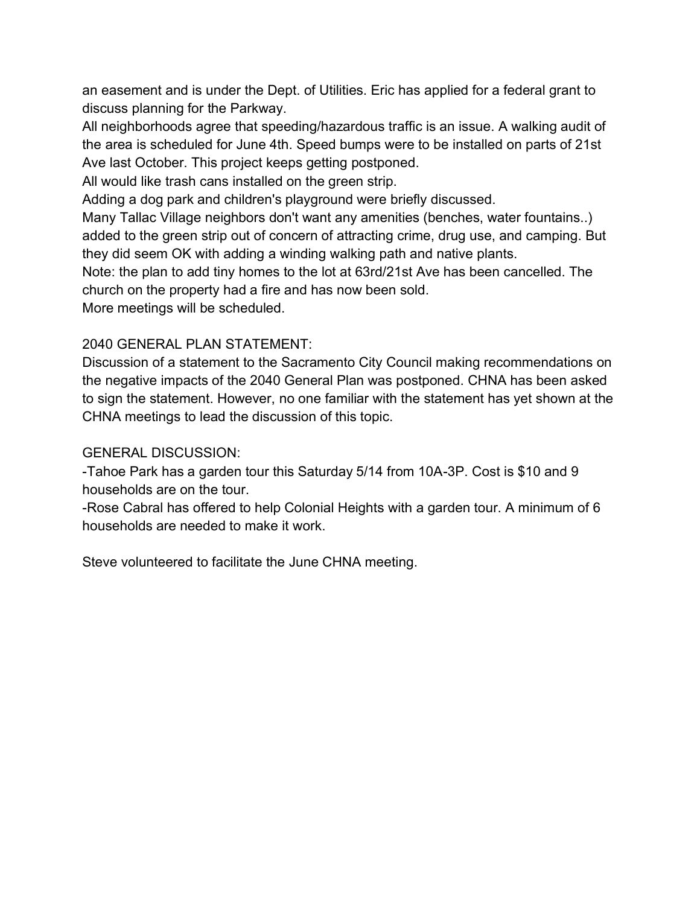an easement and is under the Dept. of Utilities. Eric has applied for a federal grant to discuss planning for the Parkway.

All neighborhoods agree that speeding/hazardous traffic is an issue. A walking audit of the area is scheduled for June 4th. Speed bumps were to be installed on parts of 21st Ave last October. This project keeps getting postponed.

All would like trash cans installed on the green strip.

Adding a dog park and children's playground were briefly discussed.

Many Tallac Village neighbors don't want any amenities (benches, water fountains..) added to the green strip out of concern of attracting crime, drug use, and camping. But they did seem OK with adding a winding walking path and native plants.

Note: the plan to add tiny homes to the lot at 63rd/21st Ave has been cancelled. The church on the property had a fire and has now been sold.

More meetings will be scheduled.

2040 GENERAL PLAN STATEMENT:

Discussion of a statement to the Sacramento City Council making recommendations on the negative impacts of the 2040 General Plan was postponed. CHNA has been asked to sign the statement. However, no one familiar with the statement has yet shown at the CHNA meetings to lead the discussion of this topic.

GENERAL DISCUSSION:

-Tahoe Park has a garden tour this Saturday 5/14 from 10A-3P. Cost is $10 and 9 households are on the tour.

-Rose Cabral has offered to help Colonial Heights with a garden tour. A minimum of 6 households are needed to make it work.

Steve volunteered to facilitate the June CHNA meeting.